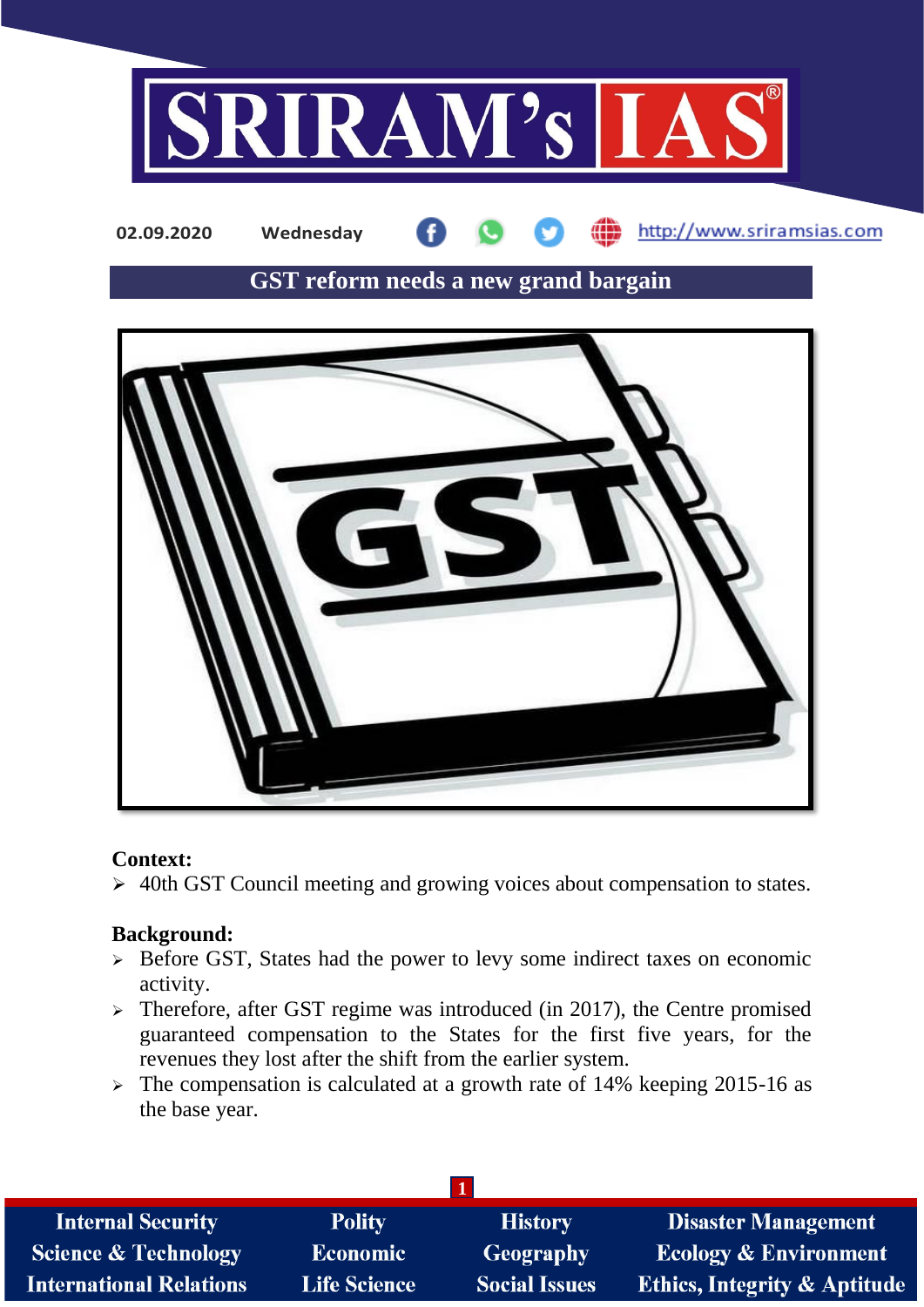02.09.2020 Wednesday http://www.sriramsias.com

# GST reform needs a new grand bargain

**Context:**

- 40th GST Council meeting and growing voices about compensation to states.

**Background:**

- Before GST, States had the power to levy some indirect taxes on economic activity.
- Therefore, after GST regime was introduced (in 2017), the Centre promised guaranteed compensation to the States for the first five years, for the revenues they lost after the shift from the earlier system.
- The compensation is calculated at a growth rate of 14% keeping 2015-16 as the base year.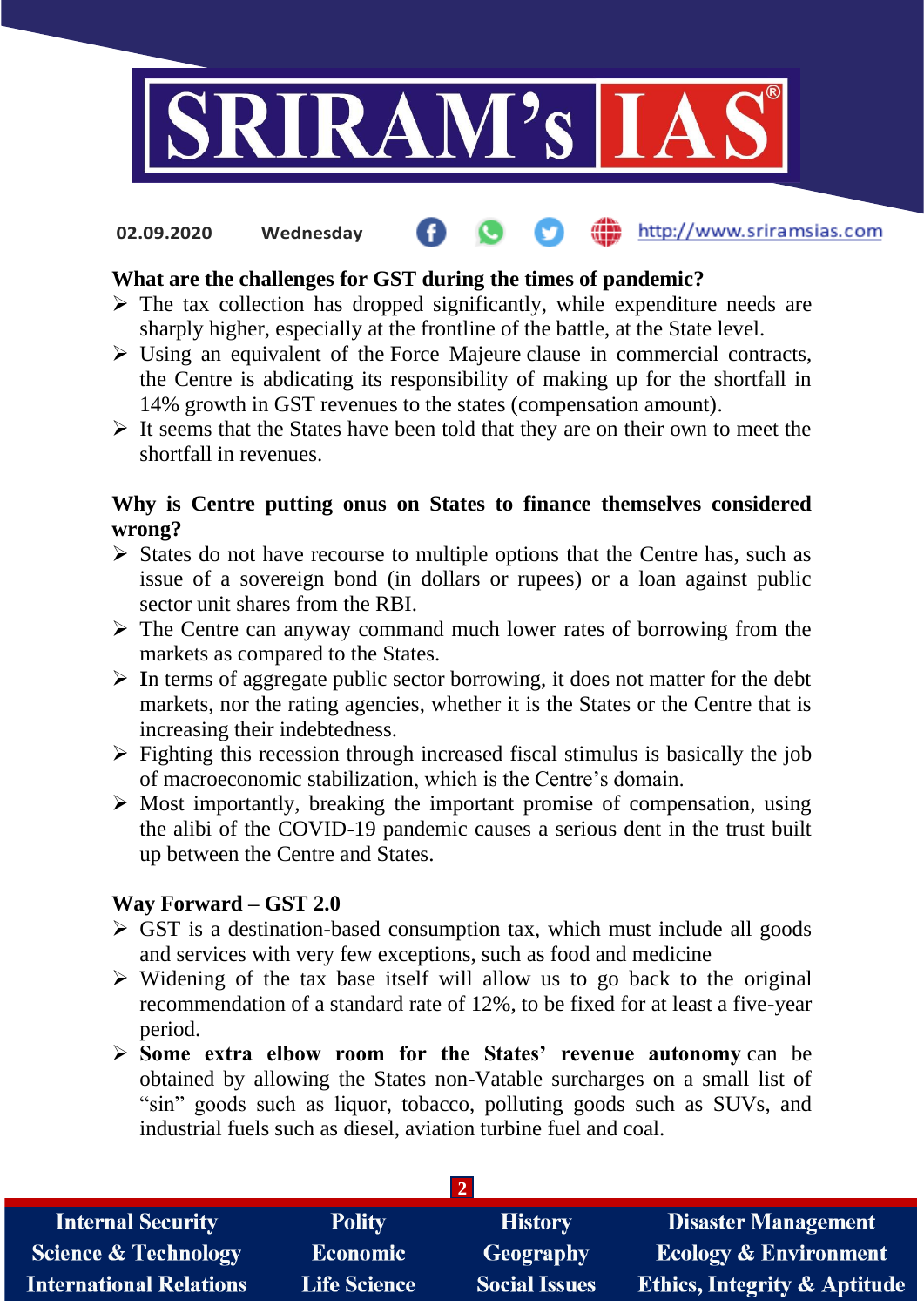**What are the challenges for GST during the times of pandemic?**

- The tax collection has dropped significantly, while expenditure needs are sharply higher, especially at the frontline of the battle, at the State level.
- Using an equivalent of the Force Majeure clause in commercial contracts, the Centre is abdicating its responsibility of making up for the shortfall in 14% growth in GST revenues to the states (compensation amount).
- It seems that the States have been told that they are on their own to meet the shortfall in revenues.

**Why is Centre putting onus on States to finance themselves considered wrong?**

- States do not have recourse to multiple options that the Centre has, such as issue of a sovereign bond (in dollars or rupees) or a loan against public sector unit shares from the RBI.
- The Centre can anyway command much lower rates of borrowing from the markets as compared to the States.
- In terms of aggregate public sector borrowing, it does not matter for the debt markets, nor the rating agencies, whether it is the States or the Centre that is increasing their indebtedness.
- Fighting this recession through increased fiscal stimulus is basically the job of macroeconomic stabilization, which is the Centre's domain.
- Most importantly, breaking the important promise of compensation, using the alibi of the COVID-19 pandemic causes a serious dent in the trust built up between the Centre and States.

**Way Forward – GST 2.0**

- GST is a destination-based consumption tax, which must include all goods and services with very few exceptions, such as food and medicine
- Widening of the tax base itself will allow us to go back to the original recommendation of a standard rate of 12%, to be fixed for at least a five-year period.
- **Some extra elbow room for the States' revenue autonomy** can be obtained by allowing the States non-Vatable surcharges on a small list of "sin" goods such as liquor, tobacco, polluting goods such as SUVs, and industrial fuels such as diesel, aviation turbine fuel and coal.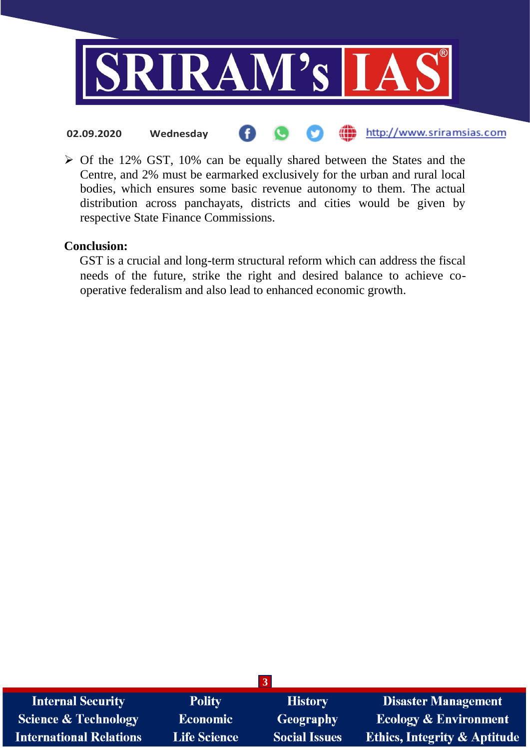- Of the 12% GST, 10% can be equally shared between the States and the Centre, and 2% must be earmarked exclusively for the urban and rural local bodies, which ensures some basic revenue autonomy to them. The actual distribution across panchayats, districts and cities would be given by respective State Finance Commissions.

**Conclusion:**

GST is a crucial and long-term structural reform which can address the fiscal needs of the future, strike the right and desired balance to achieve co-operative federalism and also lead to enhanced economic growth.